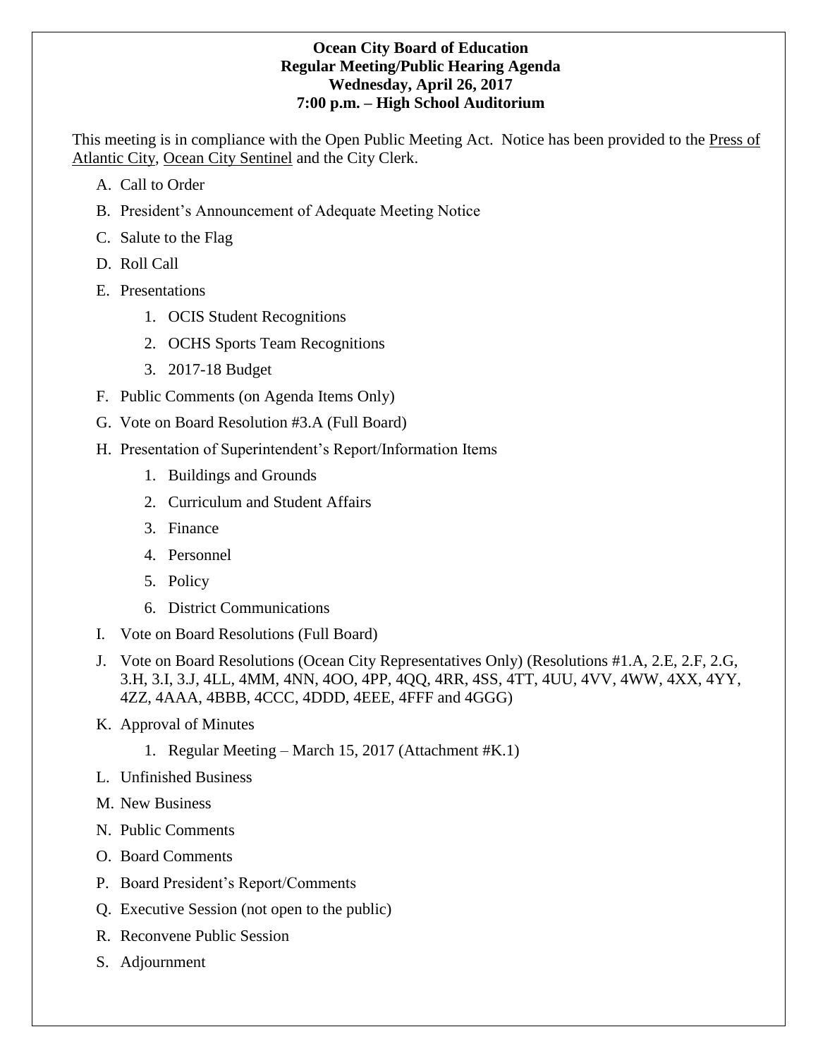**Ocean City Board of Education**
**Regular Meeting/Public Hearing Agenda**
**Wednesday, April 26, 2017**
**7:00 p.m. – High School Auditorium**

This meeting is in compliance with the Open Public Meeting Act. Notice has been provided to the Press of Atlantic City, Ocean City Sentinel and the City Clerk.

A. Call to Order

B. President's Announcement of Adequate Meeting Notice

C. Salute to the Flag

D. Roll Call

E. Presentations

   1. OCIS Student Recognitions
   2. OCHS Sports Team Recognitions
   3. 2017-18 Budget

F. Public Comments (on Agenda Items Only)

G. Vote on Board Resolution #3.A (Full Board)

H. Presentation of Superintendent's Report/Information Items

   1. Buildings and Grounds
   2. Curriculum and Student Affairs
   3. Finance
   4. Personnel
   5. Policy
   6. District Communications

I. Vote on Board Resolutions (Full Board)

J. Vote on Board Resolutions (Ocean City Representatives Only) (Resolutions #1.A, 2.E, 2.F, 2.G, 3.H, 3.I, 3.J, 4LL, 4MM, 4NN, 4OO, 4PP, 4QQ, 4RR, 4SS, 4TT, 4UU, 4VV, 4WW, 4XX, 4YY, 4ZZ, 4AAA, 4BBB, 4CCC, 4DDD, 4EEE, 4FFF and 4GGG)

K. Approval of Minutes

   1. Regular Meeting – March 15, 2017 (Attachment #K.1)

L. Unfinished Business

M. New Business

N. Public Comments

O. Board Comments

P. Board President's Report/Comments

Q. Executive Session (not open to the public)

R. Reconvene Public Session

S. Adjournment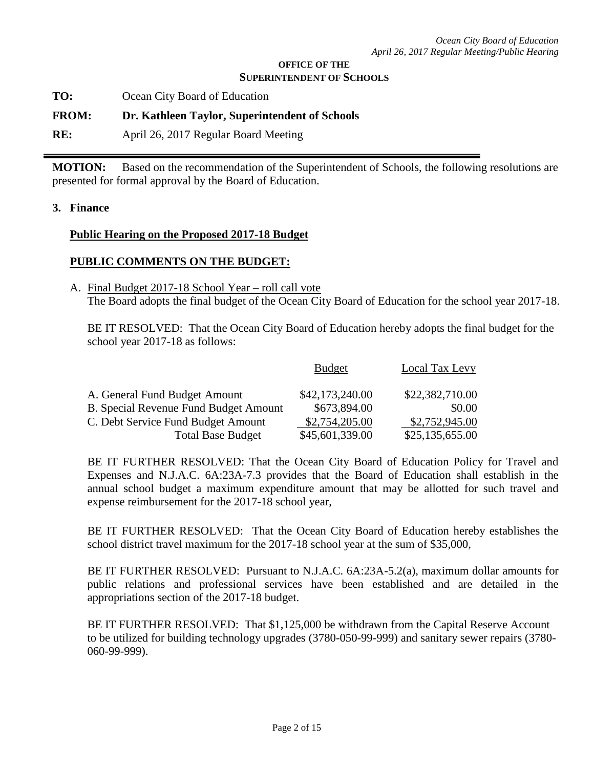**OFFICE OF THE SUPERINTENDENT OF SCHOOLS**

**TO:** Ocean City Board of Education

**FROM:** **Dr. Kathleen Taylor, Superintendent of Schools**

**RE:** April 26, 2017 Regular Board Meeting

**MOTION:** Based on the recommendation of the Superintendent of Schools, the following resolutions are presented for formal approval by the Board of Education.

**3. Finance**

**Public Hearing on the Proposed 2017-18 Budget**

**PUBLIC COMMENTS ON THE BUDGET:**

A. Final Budget 2017-18 School Year – roll call vote
The Board adopts the final budget of the Ocean City Board of Education for the school year 2017-18.

BE IT RESOLVED: That the Ocean City Board of Education hereby adopts the final budget for the school year 2017-18 as follows:

| | Budget | Local Tax Levy |
|---|---|---|
| A. General Fund Budget Amount | $42,173,240.00 | $22,382,710.00 |
| B. Special Revenue Fund Budget Amount | $673,894.00 | $0.00 |
| C. Debt Service Fund Budget Amount | $2,754,205.00 | $2,752,945.00 |
| Total Base Budget | $45,601,339.00 | $25,135,655.00 |

BE IT FURTHER RESOLVED: That the Ocean City Board of Education Policy for Travel and Expenses and N.J.A.C. 6A:23A-7.3 provides that the Board of Education shall establish in the annual school budget a maximum expenditure amount that may be allotted for such travel and expense reimbursement for the 2017-18 school year,

BE IT FURTHER RESOLVED: That the Ocean City Board of Education hereby establishes the school district travel maximum for the 2017-18 school year at the sum of $35,000,

BE IT FURTHER RESOLVED: Pursuant to N.J.A.C. 6A:23A-5.2(a), maximum dollar amounts for public relations and professional services have been established and are detailed in the appropriations section of the 2017-18 budget.

BE IT FURTHER RESOLVED: That $1,125,000 be withdrawn from the Capital Reserve Account to be utilized for building technology upgrades (3780-050-99-999) and sanitary sewer repairs (3780-060-99-999).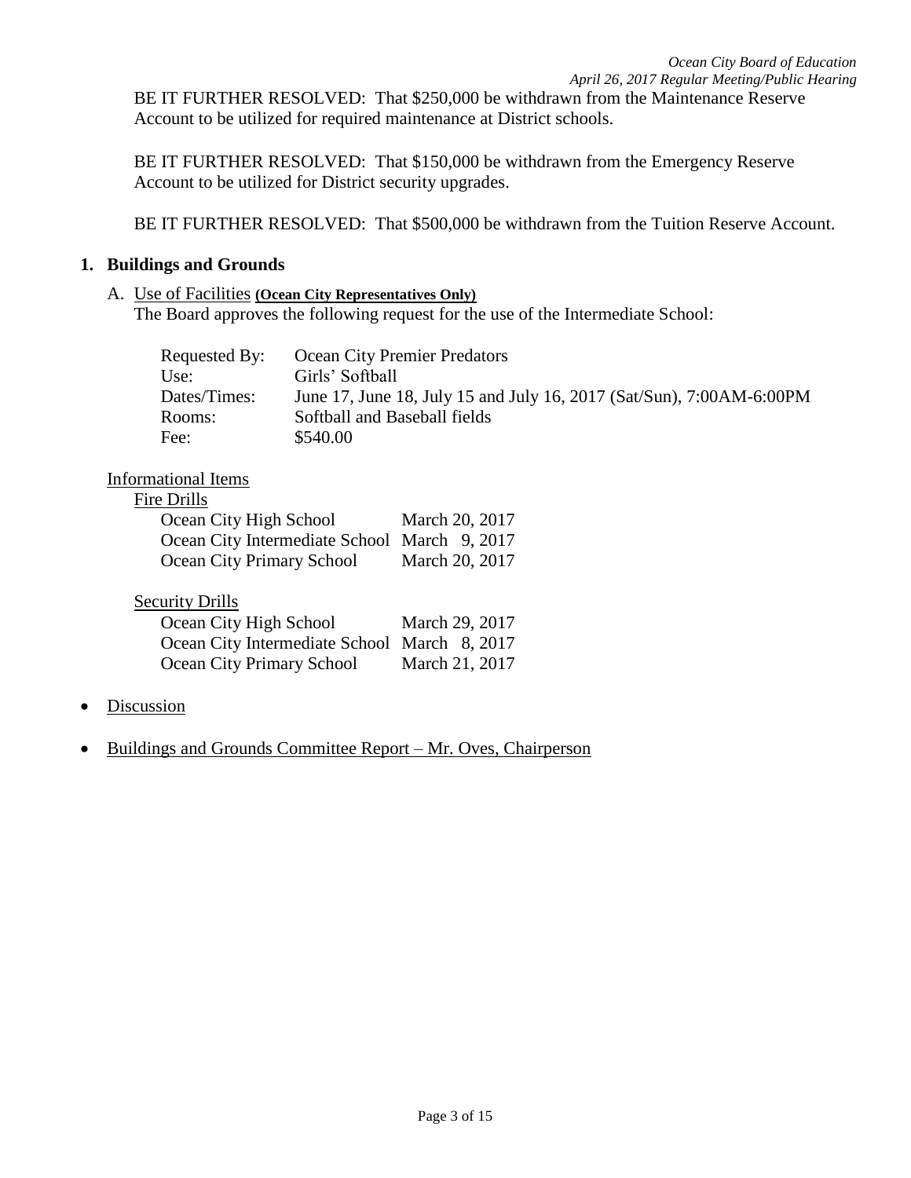BE IT FURTHER RESOLVED: That $250,000 be withdrawn from the Maintenance Reserve Account to be utilized for required maintenance at District schools.

BE IT FURTHER RESOLVED: That $150,000 be withdrawn from the Emergency Reserve Account to be utilized for District security upgrades.

BE IT FURTHER RESOLVED: That $500,000 be withdrawn from the Tuition Reserve Account.

## 1. Buildings and Grounds

A. Use of Facilities **(Ocean City Representatives Only)**

The Board approves the following request for the use of the Intermediate School:

| | |
|---|---|
| Requested By: | Ocean City Premier Predators |
| Use: | Girls' Softball |
| Dates/Times: | June 17, June 18, July 15 and July 16, 2017 (Sat/Sun), 7:00AM-6:00PM |
| Rooms: | Softball and Baseball fields |
| Fee: | $540.00 |

Informational Items

Fire Drills

| | |
|---|---|
| Ocean City High School | March 20, 2017 |
| Ocean City Intermediate School | March 9, 2017 |
| Ocean City Primary School | March 20, 2017 |

Security Drills

| | |
|---|---|
| Ocean City High School | March 29, 2017 |
| Ocean City Intermediate School | March 8, 2017 |
| Ocean City Primary School | March 21, 2017 |

- Discussion
- Buildings and Grounds Committee Report – Mr. Oves, Chairperson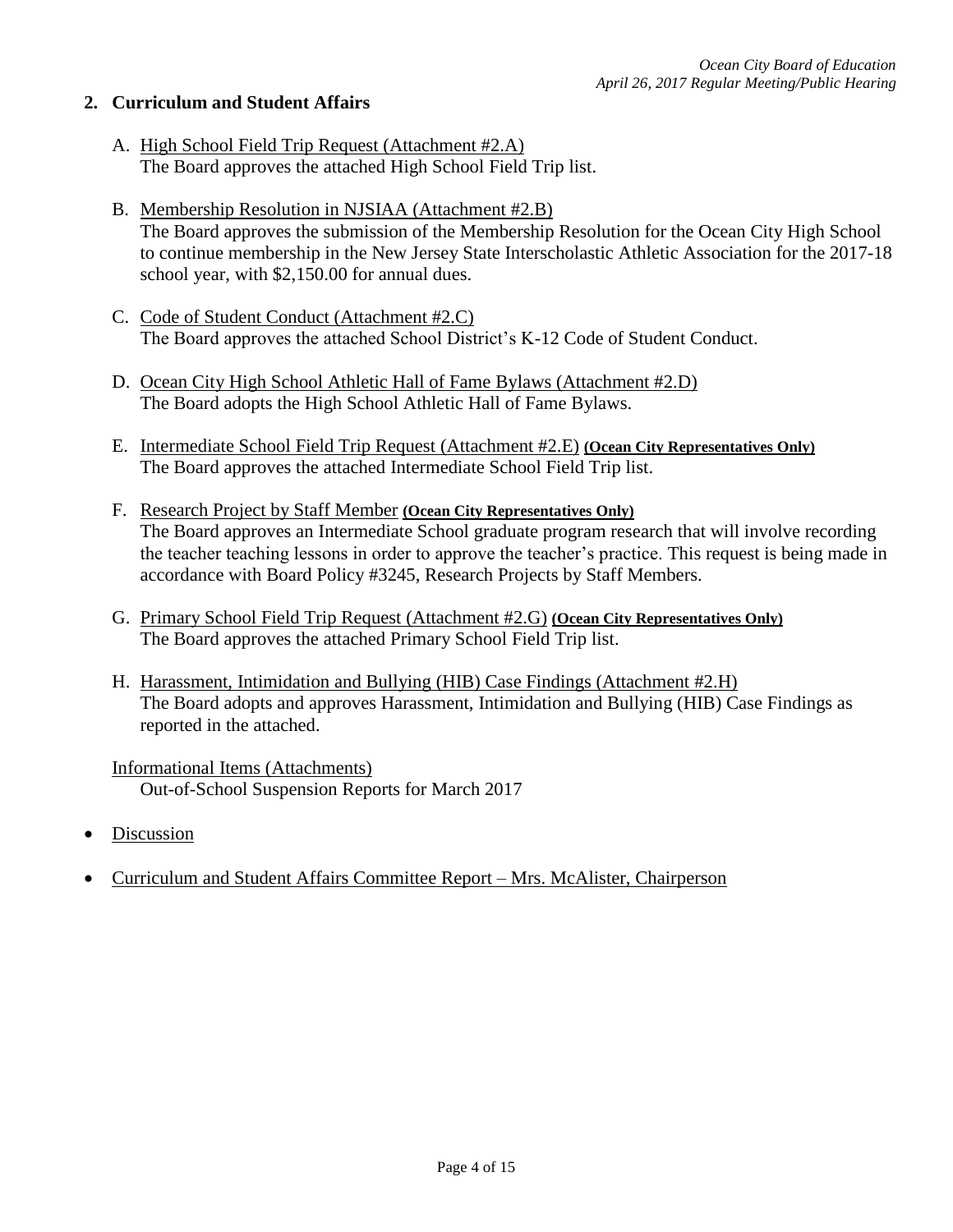## 2. Curriculum and Student Affairs

A. High School Field Trip Request (Attachment #2.A)
The Board approves the attached High School Field Trip list.

B. Membership Resolution in NJSIAA (Attachment #2.B)
The Board approves the submission of the Membership Resolution for the Ocean City High School to continue membership in the New Jersey State Interscholastic Athletic Association for the 2017-18 school year, with $2,150.00 for annual dues.

C. Code of Student Conduct (Attachment #2.C)
The Board approves the attached School District's K-12 Code of Student Conduct.

D. Ocean City High School Athletic Hall of Fame Bylaws (Attachment #2.D)
The Board adopts the High School Athletic Hall of Fame Bylaws.

E. Intermediate School Field Trip Request (Attachment #2.E) **(Ocean City Representatives Only)**
The Board approves the attached Intermediate School Field Trip list.

F. Research Project by Staff Member **(Ocean City Representatives Only)**
The Board approves an Intermediate School graduate program research that will involve recording the teacher teaching lessons in order to approve the teacher's practice. This request is being made in accordance with Board Policy #3245, Research Projects by Staff Members.

G. Primary School Field Trip Request (Attachment #2.G) **(Ocean City Representatives Only)**
The Board approves the attached Primary School Field Trip list.

H. Harassment, Intimidation and Bullying (HIB) Case Findings (Attachment #2.H)
The Board adopts and approves Harassment, Intimidation and Bullying (HIB) Case Findings as reported in the attached.

Informational Items (Attachments)
Out-of-School Suspension Reports for March 2017

- Discussion
- Curriculum and Student Affairs Committee Report – Mrs. McAlister, Chairperson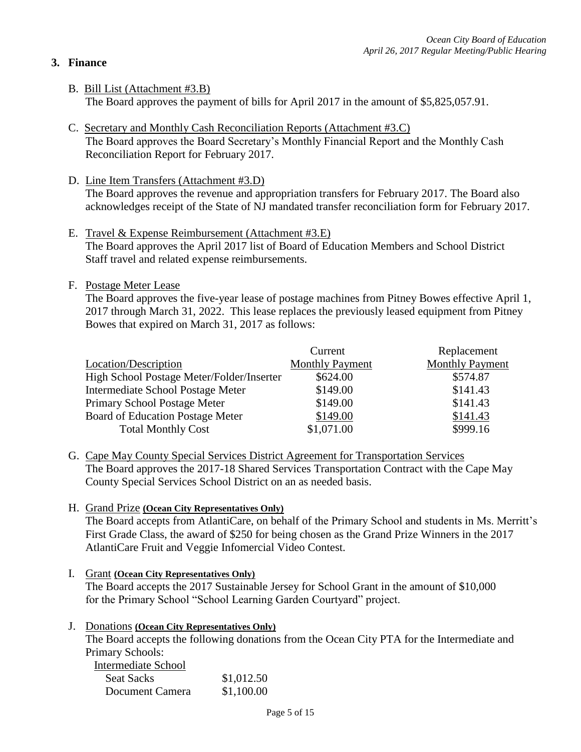## 3. Finance

B. Bill List (Attachment #3.B)
The Board approves the payment of bills for April 2017 in the amount of $5,825,057.91.

C. Secretary and Monthly Cash Reconciliation Reports (Attachment #3.C)
The Board approves the Board Secretary's Monthly Financial Report and the Monthly Cash Reconciliation Report for February 2017.

D. Line Item Transfers (Attachment #3.D)
The Board approves the revenue and appropriation transfers for February 2017. The Board also acknowledges receipt of the State of NJ mandated transfer reconciliation form for February 2017.

E. Travel & Expense Reimbursement (Attachment #3.E)
The Board approves the April 2017 list of Board of Education Members and School District Staff travel and related expense reimbursements.

F. Postage Meter Lease
The Board approves the five-year lease of postage machines from Pitney Bowes effective April 1, 2017 through March 31, 2022. This lease replaces the previously leased equipment from Pitney Bowes that expired on March 31, 2017 as follows:

| Location/Description | Current Monthly Payment | Replacement Monthly Payment |
|---|---|---|
| High School Postage Meter/Folder/Inserter | $624.00 | $574.87 |
| Intermediate School Postage Meter | $149.00 | $141.43 |
| Primary School Postage Meter | $149.00 | $141.43 |
| Board of Education Postage Meter | $149.00 | $141.43 |
| Total Monthly Cost | $1,071.00 | $999.16 |

G. Cape May County Special Services District Agreement for Transportation Services
The Board approves the 2017-18 Shared Services Transportation Contract with the Cape May County Special Services School District on an as needed basis.

H. Grand Prize **(Ocean City Representatives Only)**
The Board accepts from AtlantiCare, on behalf of the Primary School and students in Ms. Merritt's First Grade Class, the award of $250 for being chosen as the Grand Prize Winners in the 2017 AtlantiCare Fruit and Veggie Infomercial Video Contest.

I. Grant **(Ocean City Representatives Only)**
The Board accepts the 2017 Sustainable Jersey for School Grant in the amount of $10,000 for the Primary School "School Learning Garden Courtyard" project.

J. Donations **(Ocean City Representatives Only)**
The Board accepts the following donations from the Ocean City PTA for the Intermediate and Primary Schools:

| | |
|---|---|
| Intermediate School | |
| Seat Sacks | $1,012.50 |
| Document Camera | $1,100.00 |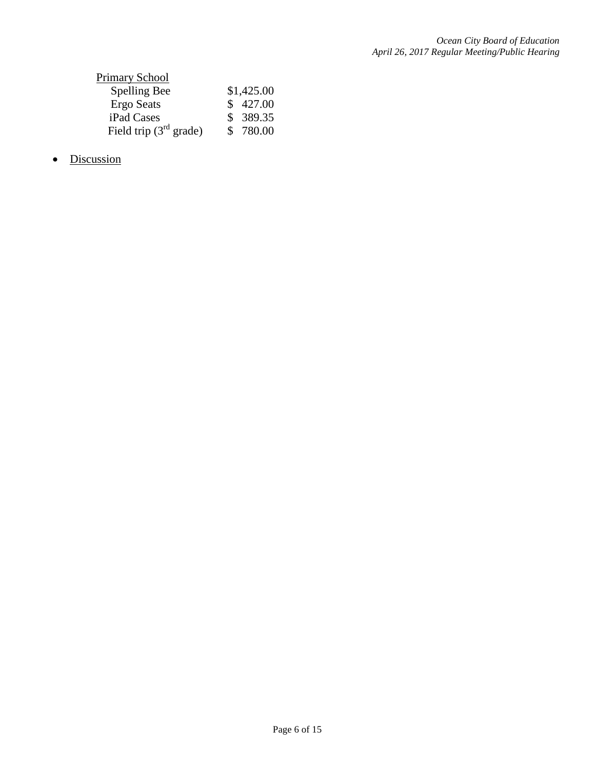<u>Primary School</u>

| | |
|---|---|
| Spelling Bee | $1,425.00 |
| Ergo Seats | $ 427.00 |
| iPad Cases | $ 389.35 |
| Field trip (3rd grade) | $ 780.00 |

- <u>Discussion</u>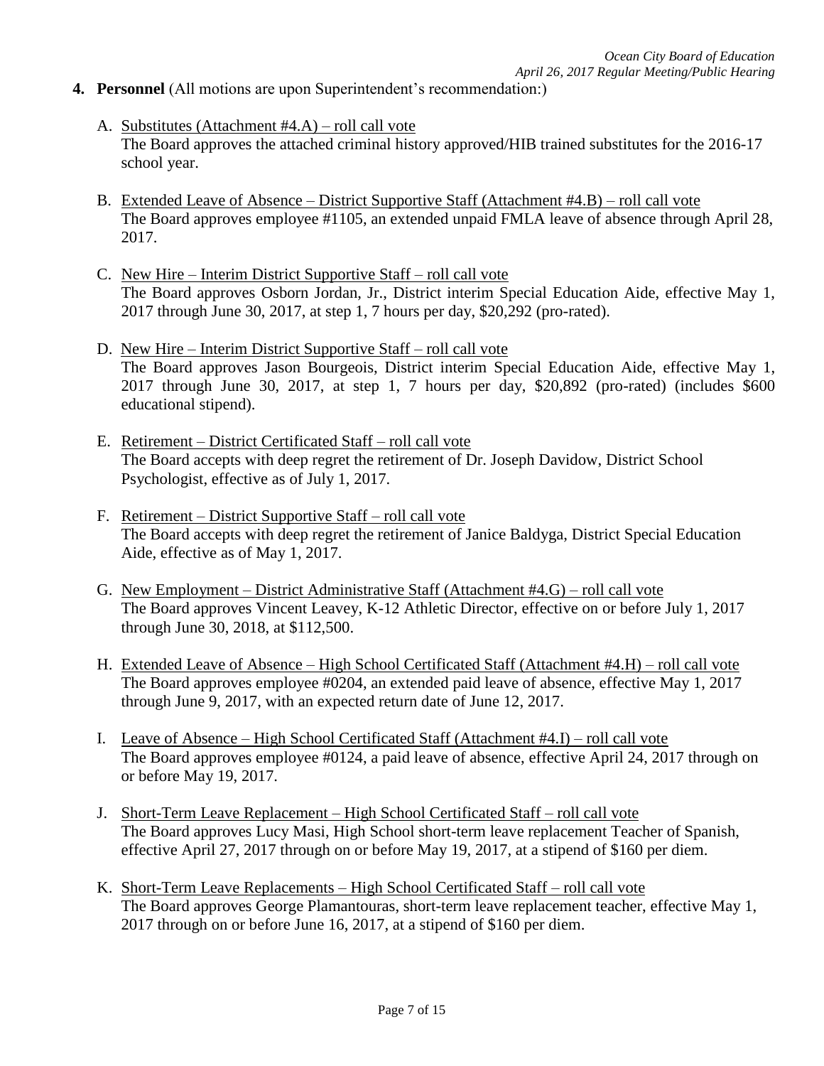**4. Personnel** (All motions are upon Superintendent's recommendation:)

A. Substitutes (Attachment #4.A) – roll call vote
The Board approves the attached criminal history approved/HIB trained substitutes for the 2016-17 school year.

B. Extended Leave of Absence – District Supportive Staff (Attachment #4.B) – roll call vote
The Board approves employee #1105, an extended unpaid FMLA leave of absence through April 28, 2017.

C. New Hire – Interim District Supportive Staff – roll call vote
The Board approves Osborn Jordan, Jr., District interim Special Education Aide, effective May 1, 2017 through June 30, 2017, at step 1, 7 hours per day, $20,292 (pro-rated).

D. New Hire – Interim District Supportive Staff – roll call vote
The Board approves Jason Bourgeois, District interim Special Education Aide, effective May 1, 2017 through June 30, 2017, at step 1, 7 hours per day, $20,892 (pro-rated) (includes $600 educational stipend).

E. Retirement – District Certificated Staff – roll call vote
The Board accepts with deep regret the retirement of Dr. Joseph Davidow, District School Psychologist, effective as of July 1, 2017.

F. Retirement – District Supportive Staff – roll call vote
The Board accepts with deep regret the retirement of Janice Baldyga, District Special Education Aide, effective as of May 1, 2017.

G. New Employment – District Administrative Staff (Attachment #4.G) – roll call vote
The Board approves Vincent Leavey, K-12 Athletic Director, effective on or before July 1, 2017 through June 30, 2018, at $112,500.

H. Extended Leave of Absence – High School Certificated Staff (Attachment #4.H) – roll call vote
The Board approves employee #0204, an extended paid leave of absence, effective May 1, 2017 through June 9, 2017, with an expected return date of June 12, 2017.

I. Leave of Absence – High School Certificated Staff (Attachment #4.I) – roll call vote
The Board approves employee #0124, a paid leave of absence, effective April 24, 2017 through on or before May 19, 2017.

J. Short-Term Leave Replacement – High School Certificated Staff – roll call vote
The Board approves Lucy Masi, High School short-term leave replacement Teacher of Spanish, effective April 27, 2017 through on or before May 19, 2017, at a stipend of $160 per diem.

K. Short-Term Leave Replacements – High School Certificated Staff – roll call vote
The Board approves George Plamantouras, short-term leave replacement teacher, effective May 1, 2017 through on or before June 16, 2017, at a stipend of $160 per diem.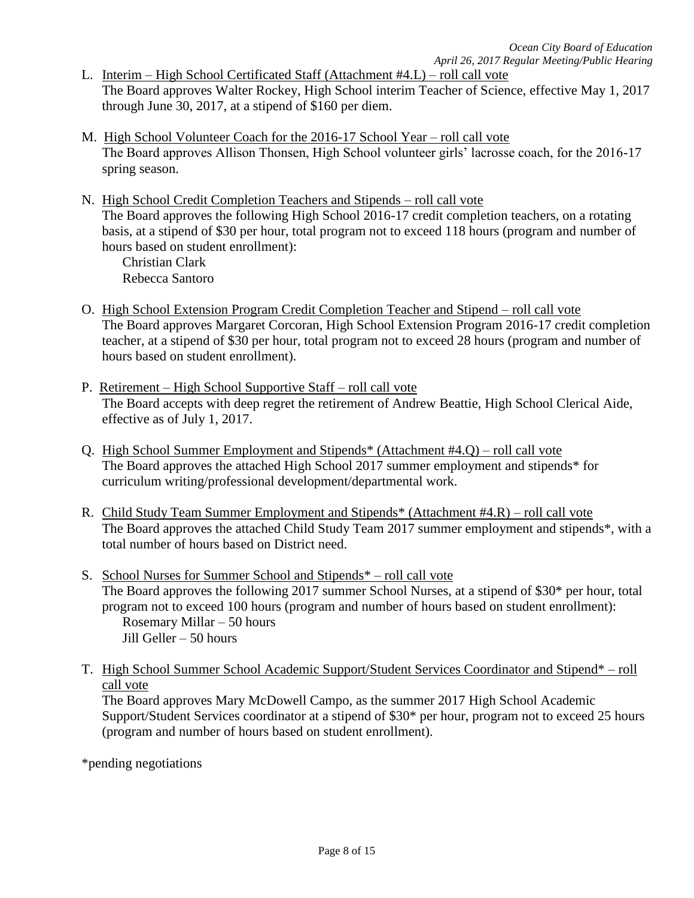L. Interim – High School Certificated Staff (Attachment #4.L) – roll call vote
The Board approves Walter Rockey, High School interim Teacher of Science, effective May 1, 2017 through June 30, 2017, at a stipend of $160 per diem.

M. High School Volunteer Coach for the 2016-17 School Year – roll call vote
The Board approves Allison Thonsen, High School volunteer girls' lacrosse coach, for the 2016-17 spring season.

N. High School Credit Completion Teachers and Stipends – roll call vote
The Board approves the following High School 2016-17 credit completion teachers, on a rotating basis, at a stipend of $30 per hour, total program not to exceed 118 hours (program and number of hours based on student enrollment):
Christian Clark
Rebecca Santoro

O. High School Extension Program Credit Completion Teacher and Stipend – roll call vote
The Board approves Margaret Corcoran, High School Extension Program 2016-17 credit completion teacher, at a stipend of $30 per hour, total program not to exceed 28 hours (program and number of hours based on student enrollment).

P. Retirement – High School Supportive Staff – roll call vote
The Board accepts with deep regret the retirement of Andrew Beattie, High School Clerical Aide, effective as of July 1, 2017.

Q. High School Summer Employment and Stipends* (Attachment #4.Q) – roll call vote
The Board approves the attached High School 2017 summer employment and stipends* for curriculum writing/professional development/departmental work.

R. Child Study Team Summer Employment and Stipends* (Attachment #4.R) – roll call vote
The Board approves the attached Child Study Team 2017 summer employment and stipends*, with a total number of hours based on District need.

S. School Nurses for Summer School and Stipends* – roll call vote
The Board approves the following 2017 summer School Nurses, at a stipend of $30* per hour, total program not to exceed 100 hours (program and number of hours based on student enrollment):
Rosemary Millar – 50 hours
Jill Geller – 50 hours

T. High School Summer School Academic Support/Student Services Coordinator and Stipend* – roll call vote
The Board approves Mary McDowell Campo, as the summer 2017 High School Academic Support/Student Services coordinator at a stipend of $30* per hour, program not to exceed 25 hours (program and number of hours based on student enrollment).

*pending negotiations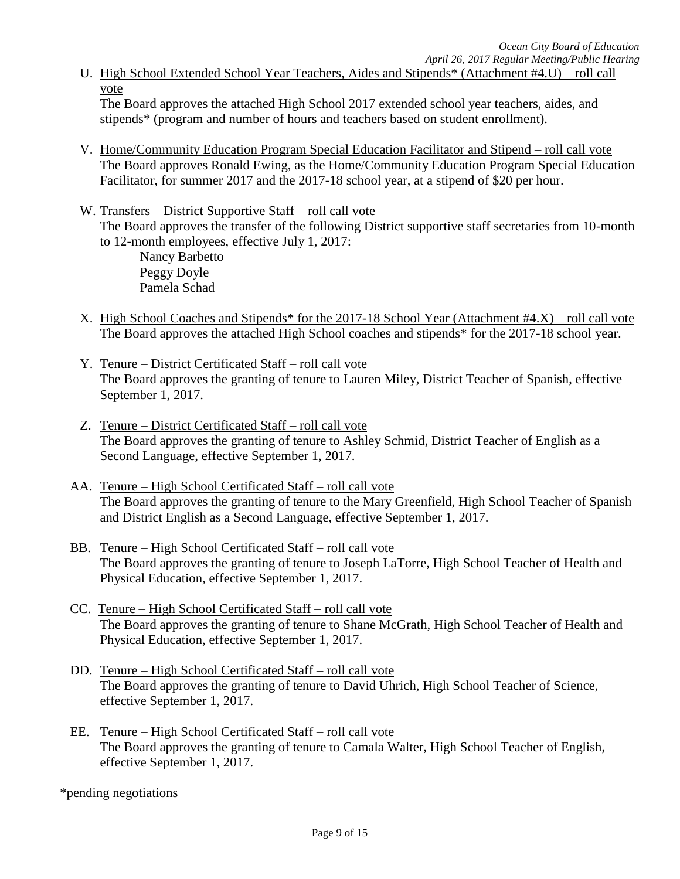U. <u>High School Extended School Year Teachers, Aides and Stipends* (Attachment #4.U) – roll call vote</u>
The Board approves the attached High School 2017 extended school year teachers, aides, and stipends* (program and number of hours and teachers based on student enrollment).

V. <u>Home/Community Education Program Special Education Facilitator and Stipend – roll call vote</u>
The Board approves Ronald Ewing, as the Home/Community Education Program Special Education Facilitator, for summer 2017 and the 2017-18 school year, at a stipend of $20 per hour.

W. <u>Transfers – District Supportive Staff – roll call vote</u>
The Board approves the transfer of the following District supportive staff secretaries from 10-month to 12-month employees, effective July 1, 2017:
Nancy Barbetto
Peggy Doyle
Pamela Schad

X. <u>High School Coaches and Stipends* for the 2017-18 School Year (Attachment #4.X) – roll call vote</u>
The Board approves the attached High School coaches and stipends* for the 2017-18 school year.

Y. <u>Tenure – District Certificated Staff – roll call vote</u>
The Board approves the granting of tenure to Lauren Miley, District Teacher of Spanish, effective September 1, 2017.

Z. <u>Tenure – District Certificated Staff – roll call vote</u>
The Board approves the granting of tenure to Ashley Schmid, District Teacher of English as a Second Language, effective September 1, 2017.

AA. <u>Tenure – High School Certificated Staff – roll call vote</u>
The Board approves the granting of tenure to the Mary Greenfield, High School Teacher of Spanish and District English as a Second Language, effective September 1, 2017.

BB. <u>Tenure – High School Certificated Staff – roll call vote</u>
The Board approves the granting of tenure to Joseph LaTorre, High School Teacher of Health and Physical Education, effective September 1, 2017.

CC. <u>Tenure – High School Certificated Staff – roll call vote</u>
The Board approves the granting of tenure to Shane McGrath, High School Teacher of Health and Physical Education, effective September 1, 2017.

DD. <u>Tenure – High School Certificated Staff – roll call vote</u>
The Board approves the granting of tenure to David Uhrich, High School Teacher of Science, effective September 1, 2017.

EE. <u>Tenure – High School Certificated Staff – roll call vote</u>
The Board approves the granting of tenure to Camala Walter, High School Teacher of English, effective September 1, 2017.

*pending negotiations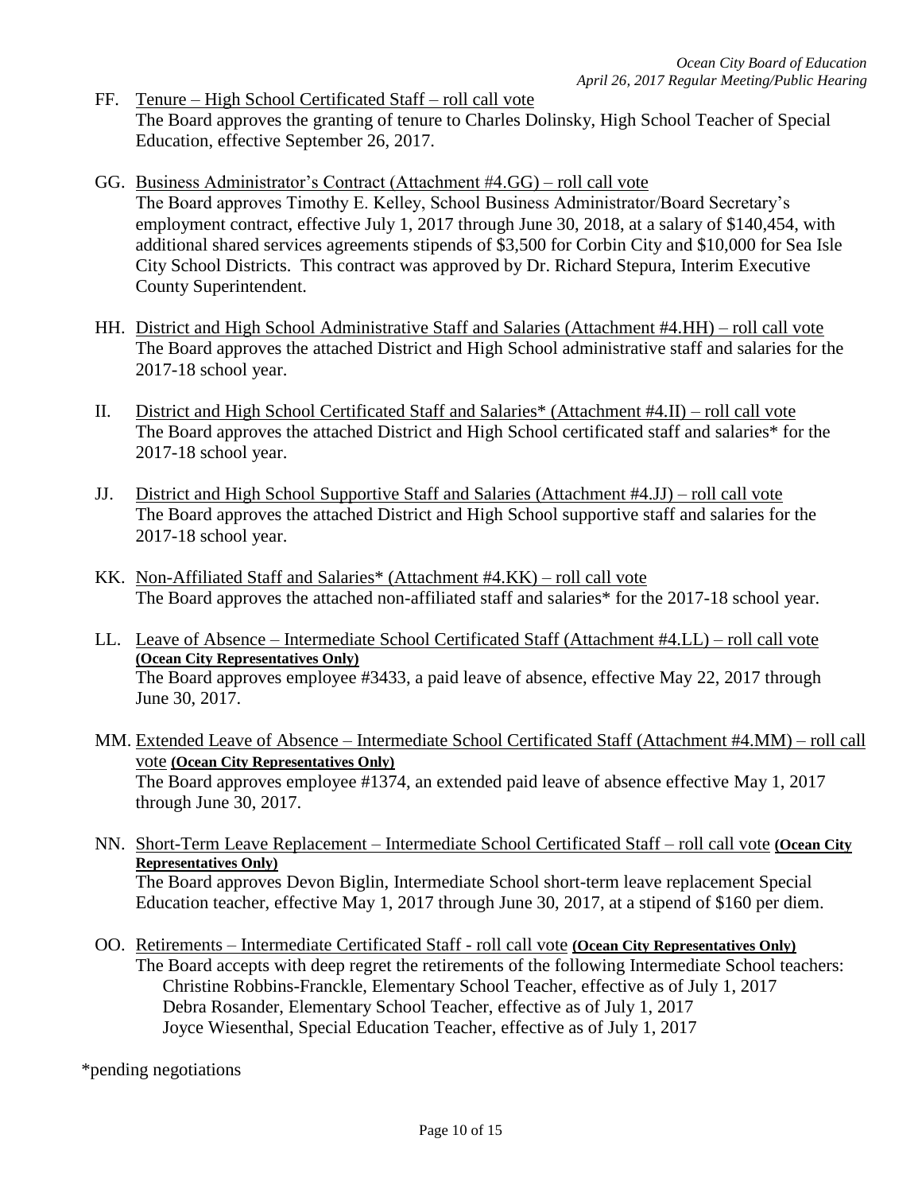FF. Tenure – High School Certificated Staff – roll call vote
The Board approves the granting of tenure to Charles Dolinsky, High School Teacher of Special Education, effective September 26, 2017.

GG. Business Administrator's Contract (Attachment #4.GG) – roll call vote
The Board approves Timothy E. Kelley, School Business Administrator/Board Secretary's employment contract, effective July 1, 2017 through June 30, 2018, at a salary of $140,454, with additional shared services agreements stipends of $3,500 for Corbin City and $10,000 for Sea Isle City School Districts. This contract was approved by Dr. Richard Stepura, Interim Executive County Superintendent.

HH. District and High School Administrative Staff and Salaries (Attachment #4.HH) – roll call vote
The Board approves the attached District and High School administrative staff and salaries for the 2017-18 school year.

II. District and High School Certificated Staff and Salaries* (Attachment #4.II) – roll call vote
The Board approves the attached District and High School certificated staff and salaries* for the 2017-18 school year.

JJ. District and High School Supportive Staff and Salaries (Attachment #4.JJ) – roll call vote
The Board approves the attached District and High School supportive staff and salaries for the 2017-18 school year.

KK. Non-Affiliated Staff and Salaries* (Attachment #4.KK) – roll call vote
The Board approves the attached non-affiliated staff and salaries* for the 2017-18 school year.

LL. Leave of Absence – Intermediate School Certificated Staff (Attachment #4.LL) – roll call vote **(Ocean City Representatives Only)**
The Board approves employee #3433, a paid leave of absence, effective May 22, 2017 through June 30, 2017.

MM. Extended Leave of Absence – Intermediate School Certificated Staff (Attachment #4.MM) – roll call vote **(Ocean City Representatives Only)**
The Board approves employee #1374, an extended paid leave of absence effective May 1, 2017 through June 30, 2017.

NN. Short-Term Leave Replacement – Intermediate School Certificated Staff – roll call vote **(Ocean City Representatives Only)**
The Board approves Devon Biglin, Intermediate School short-term leave replacement Special Education teacher, effective May 1, 2017 through June 30, 2017, at a stipend of $160 per diem.

OO. Retirements – Intermediate Certificated Staff - roll call vote **(Ocean City Representatives Only)**
The Board accepts with deep regret the retirements of the following Intermediate School teachers:
- Christine Robbins-Franckle, Elementary School Teacher, effective as of July 1, 2017
- Debra Rosander, Elementary School Teacher, effective as of July 1, 2017
- Joyce Wiesenthal, Special Education Teacher, effective as of July 1, 2017

*pending negotiations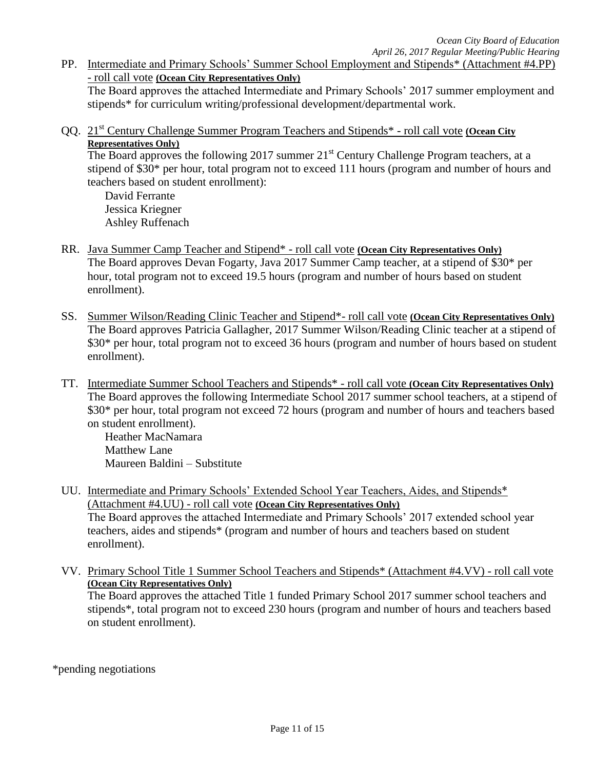PP. Intermediate and Primary Schools' Summer School Employment and Stipends* (Attachment #4.PP) - roll call vote **(Ocean City Representatives Only)**
The Board approves the attached Intermediate and Primary Schools' 2017 summer employment and stipends* for curriculum writing/professional development/departmental work.

QQ. 21st Century Challenge Summer Program Teachers and Stipends* - roll call vote **(Ocean City Representatives Only)**
The Board approves the following 2017 summer 21st Century Challenge Program teachers, at a stipend of $30* per hour, total program not to exceed 111 hours (program and number of hours and teachers based on student enrollment):
David Ferrante
Jessica Kriegner
Ashley Ruffenach

RR. Java Summer Camp Teacher and Stipend* - roll call vote **(Ocean City Representatives Only)**
The Board approves Devan Fogarty, Java 2017 Summer Camp teacher, at a stipend of $30* per hour, total program not to exceed 19.5 hours (program and number of hours based on student enrollment).

SS. Summer Wilson/Reading Clinic Teacher and Stipend*- roll call vote **(Ocean City Representatives Only)**
The Board approves Patricia Gallagher, 2017 Summer Wilson/Reading Clinic teacher at a stipend of $30* per hour, total program not to exceed 36 hours (program and number of hours based on student enrollment).

TT. Intermediate Summer School Teachers and Stipends* - roll call vote **(Ocean City Representatives Only)**
The Board approves the following Intermediate School 2017 summer school teachers, at a stipend of $30* per hour, total program not exceed 72 hours (program and number of hours and teachers based on student enrollment).
Heather MacNamara
Matthew Lane
Maureen Baldini – Substitute

UU. Intermediate and Primary Schools' Extended School Year Teachers, Aides, and Stipends* (Attachment #4.UU) - roll call vote **(Ocean City Representatives Only)**
The Board approves the attached Intermediate and Primary Schools' 2017 extended school year teachers, aides and stipends* (program and number of hours and teachers based on student enrollment).

VV. Primary School Title 1 Summer School Teachers and Stipends* (Attachment #4.VV) - roll call vote **(Ocean City Representatives Only)**
The Board approves the attached Title 1 funded Primary School 2017 summer school teachers and stipends*, total program not to exceed 230 hours (program and number of hours and teachers based on student enrollment).

*pending negotiations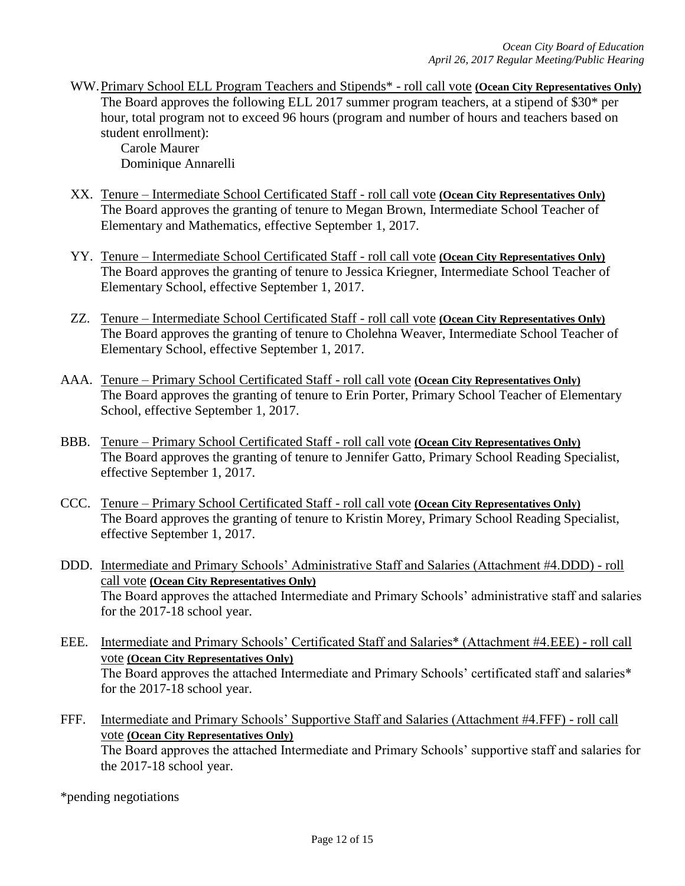WW. <u>Primary School ELL Program Teachers and Stipends* - roll call vote</u> **(Ocean City Representatives Only)**
The Board approves the following ELL 2017 summer program teachers, at a stipend of $30* per hour, total program not to exceed 96 hours (program and number of hours and teachers based on student enrollment):
Carole Maurer
Dominique Annarelli

XX. <u>Tenure – Intermediate School Certificated Staff - roll call vote</u> **(Ocean City Representatives Only)**
The Board approves the granting of tenure to Megan Brown, Intermediate School Teacher of Elementary and Mathematics, effective September 1, 2017.

YY. <u>Tenure – Intermediate School Certificated Staff - roll call vote</u> **(Ocean City Representatives Only)**
The Board approves the granting of tenure to Jessica Kriegner, Intermediate School Teacher of Elementary School, effective September 1, 2017.

ZZ. <u>Tenure – Intermediate School Certificated Staff - roll call vote</u> **(Ocean City Representatives Only)**
The Board approves the granting of tenure to Cholehna Weaver, Intermediate School Teacher of Elementary School, effective September 1, 2017.

AAA. <u>Tenure – Primary School Certificated Staff - roll call vote</u> **(Ocean City Representatives Only)**
The Board approves the granting of tenure to Erin Porter, Primary School Teacher of Elementary School, effective September 1, 2017.

BBB. <u>Tenure – Primary School Certificated Staff - roll call vote</u> **(Ocean City Representatives Only)**
The Board approves the granting of tenure to Jennifer Gatto, Primary School Reading Specialist, effective September 1, 2017.

CCC. <u>Tenure – Primary School Certificated Staff - roll call vote</u> **(Ocean City Representatives Only)**
The Board approves the granting of tenure to Kristin Morey, Primary School Reading Specialist, effective September 1, 2017.

DDD. <u>Intermediate and Primary Schools' Administrative Staff and Salaries (Attachment #4.DDD) - roll call vote</u> **(Ocean City Representatives Only)**
The Board approves the attached Intermediate and Primary Schools' administrative staff and salaries for the 2017-18 school year.

EEE. <u>Intermediate and Primary Schools' Certificated Staff and Salaries* (Attachment #4.EEE) - roll call vote</u> **(Ocean City Representatives Only)**
The Board approves the attached Intermediate and Primary Schools' certificated staff and salaries* for the 2017-18 school year.

FFF. <u>Intermediate and Primary Schools' Supportive Staff and Salaries (Attachment #4.FFF) - roll call vote</u> **(Ocean City Representatives Only)**
The Board approves the attached Intermediate and Primary Schools' supportive staff and salaries for the 2017-18 school year.

*pending negotiations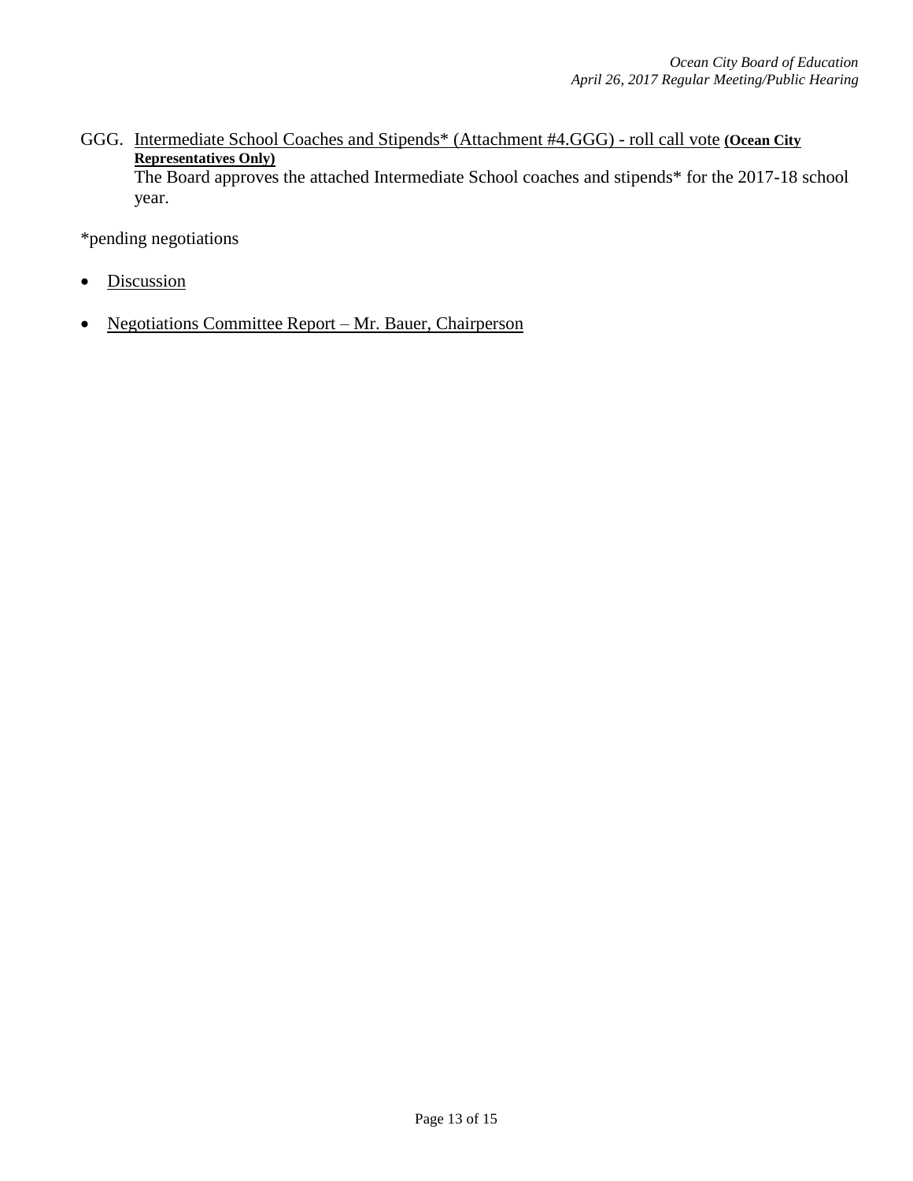GGG. Intermediate School Coaches and Stipends* (Attachment #4.GGG) - roll call vote **(Ocean City Representatives Only)**

The Board approves the attached Intermediate School coaches and stipends* for the 2017-18 school year.

*pending negotiations

- Discussion
- Negotiations Committee Report – Mr. Bauer, Chairperson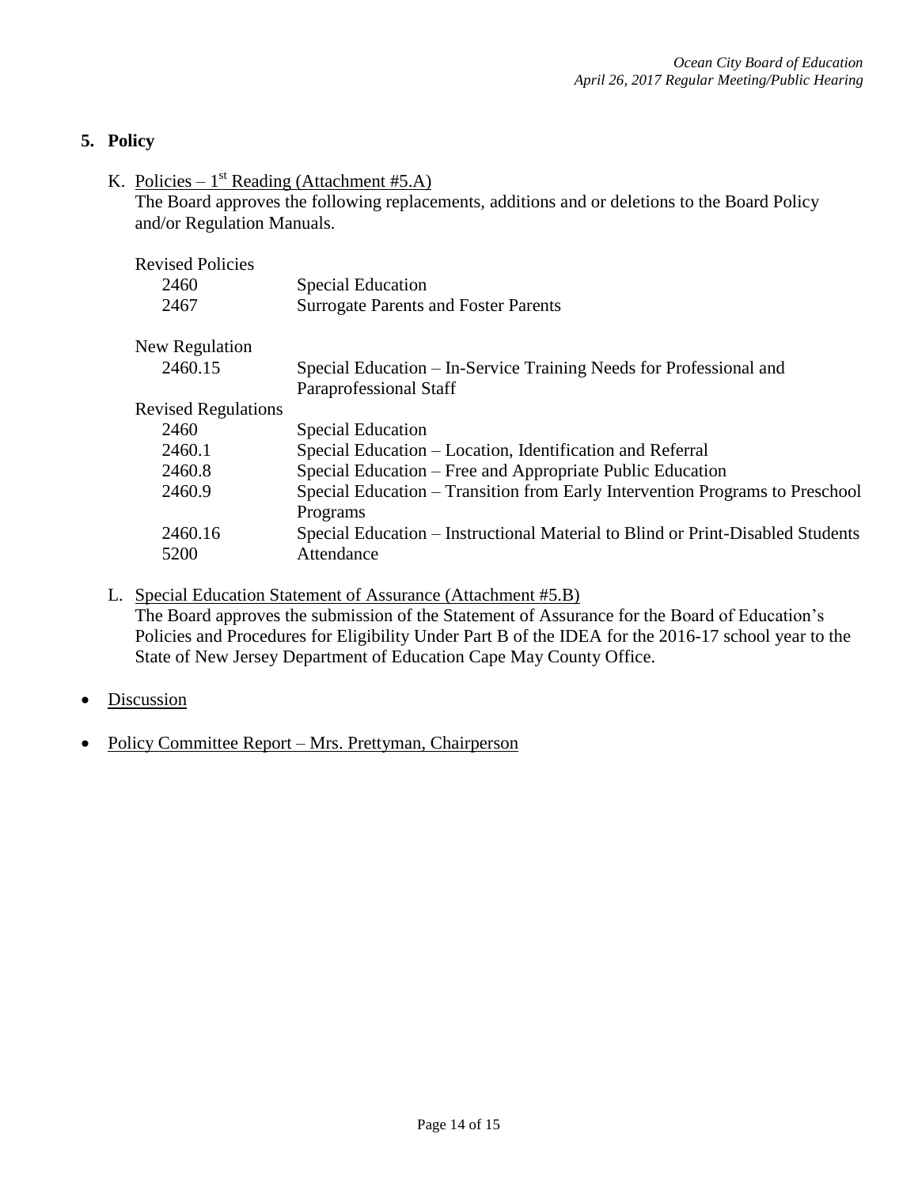## 5. Policy

K. Policies – 1st Reading (Attachment #5.A)

The Board approves the following replacements, additions and or deletions to the Board Policy and/or Regulation Manuals.

| | |
|---|---|
| Revised Policies | |
| 2460 | Special Education |
| 2467 | Surrogate Parents and Foster Parents |
| | |
| New Regulation | |
| 2460.15 | Special Education – In-Service Training Needs for Professional and Paraprofessional Staff |
| Revised Regulations | |
| 2460 | Special Education |
| 2460.1 | Special Education – Location, Identification and Referral |
| 2460.8 | Special Education – Free and Appropriate Public Education |
| 2460.9 | Special Education – Transition from Early Intervention Programs to Preschool Programs |
| 2460.16 | Special Education – Instructional Material to Blind or Print-Disabled Students |
| 5200 | Attendance |

L. Special Education Statement of Assurance (Attachment #5.B)

The Board approves the submission of the Statement of Assurance for the Board of Education's Policies and Procedures for Eligibility Under Part B of the IDEA for the 2016-17 school year to the State of New Jersey Department of Education Cape May County Office.

- Discussion
- Policy Committee Report – Mrs. Prettyman, Chairperson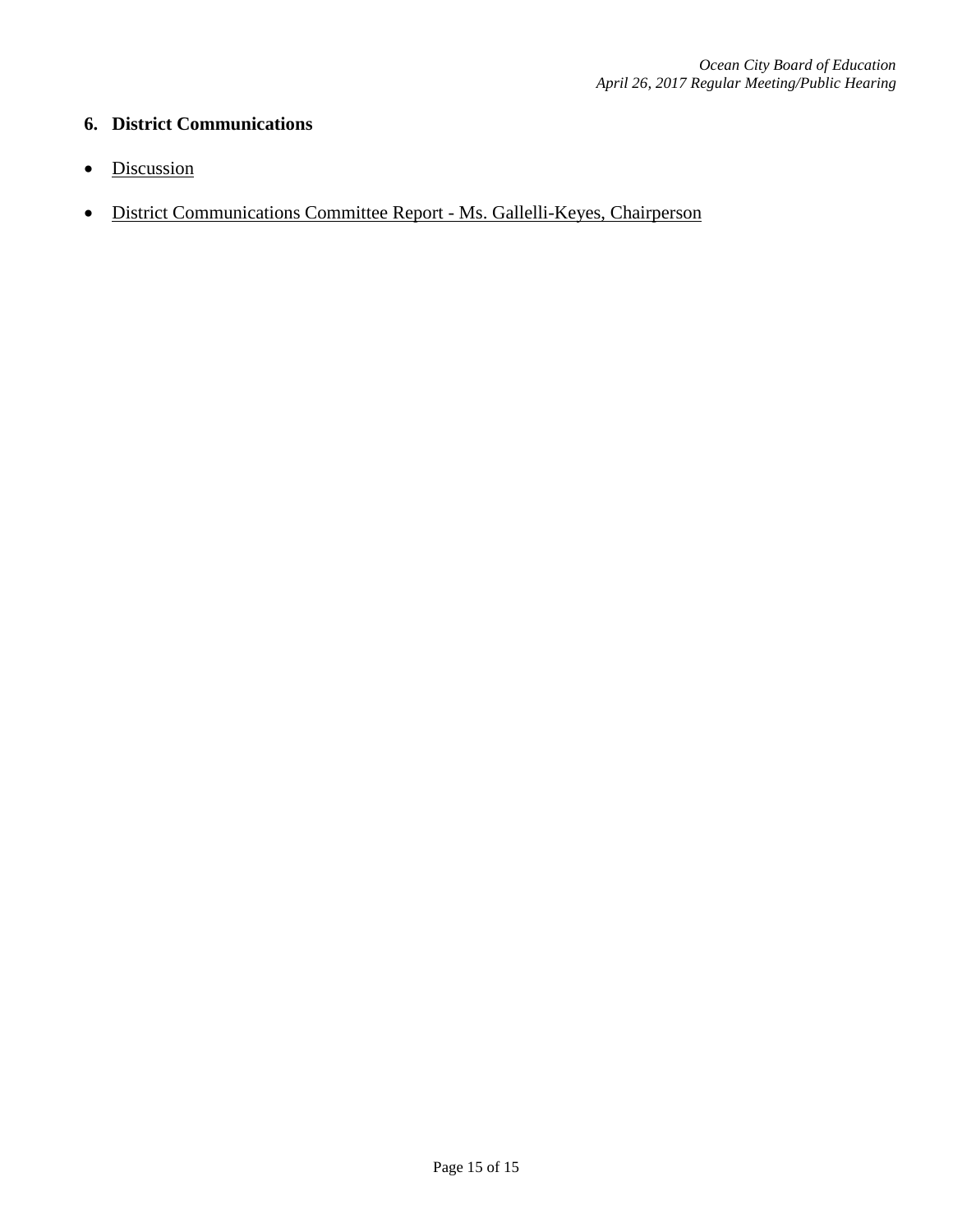## 6. District Communications

- <u>Discussion</u>
- <u>District Communications Committee Report - Ms. Gallelli-Keyes, Chairperson</u>